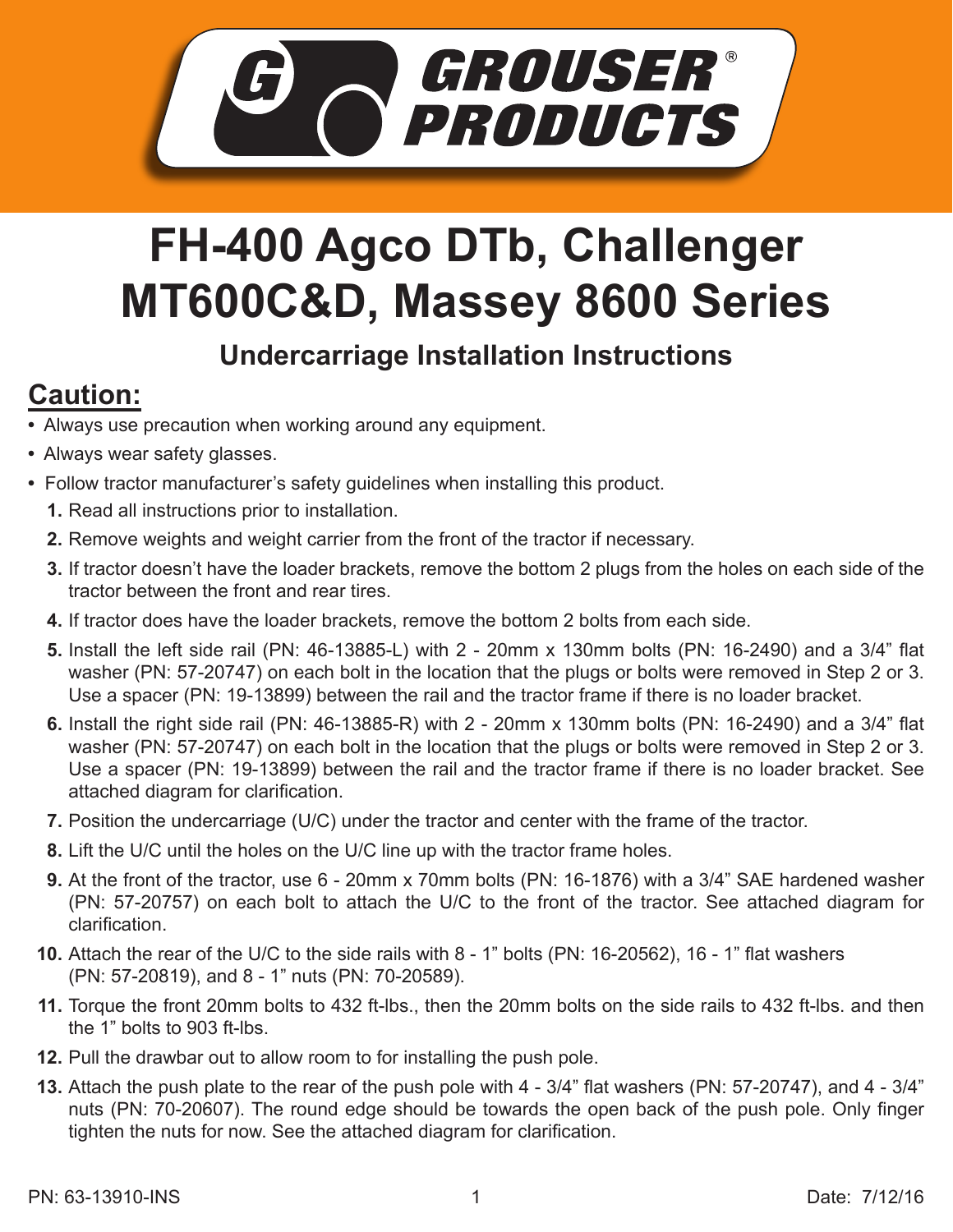# FH-400 Agco DTb, Challenger MT600C&D, Massey 8600 Series

## Undercarriage Installation Instructions

## Caution:

- Always use precaution when working around any equipment.
- Always wear safety glasses.
- Follow tractor manufacturer's safety guidelines when installing this product.

1. Read all instructions prior to installation.
2. Remove weights and weight carrier from the front of the tractor if necessary.
3. If tractor doesn't have the loader brackets, remove the bottom 2 plugs from the holes on each side of the tractor between the front and rear tires.
4. If tractor does have the loader brackets, remove the bottom 2 bolts from each side.
5. Install the left side rail (PN: 46-13885-L) with 2 - 20mm x 130mm bolts (PN: 16-2490) and a 3/4" flat washer (PN: 57-20747) on each bolt in the location that the plugs or bolts were removed in Step 2 or 3. Use a spacer (PN: 19-13899) between the rail and the tractor frame if there is no loader bracket.
6. Install the right side rail (PN: 46-13885-R) with 2 - 20mm x 130mm bolts (PN: 16-2490) and a 3/4" flat washer (PN: 57-20747) on each bolt in the location that the plugs or bolts were removed in Step 2 or 3. Use a spacer (PN: 19-13899) between the rail and the tractor frame if there is no loader bracket. See attached diagram for clarification.
7. Position the undercarriage (U/C) under the tractor and center with the frame of the tractor.
8. Lift the U/C until the holes on the U/C line up with the tractor frame holes.
9. At the front of the tractor, use 6 - 20mm x 70mm bolts (PN: 16-1876) with a 3/4" SAE hardened washer (PN: 57-20757) on each bolt to attach the U/C to the front of the tractor. See attached diagram for clarification.
10. Attach the rear of the U/C to the side rails with 8 - 1" bolts (PN: 16-20562), 16 - 1" flat washers (PN: 57-20819), and 8 - 1" nuts (PN: 70-20589).
11. Torque the front 20mm bolts to 432 ft-lbs., then the 20mm bolts on the side rails to 432 ft-lbs. and then the 1" bolts to 903 ft-lbs.
12. Pull the drawbar out to allow room to for installing the push pole.
13. Attach the push plate to the rear of the push pole with 4 - 3/4" flat washers (PN: 57-20747), and 4 - 3/4" nuts (PN: 70-20607). The round edge should be towards the open back of the push pole. Only finger tighten the nuts for now. See the attached diagram for clarification.

PN: 63-13910-INS Date: 7/12/16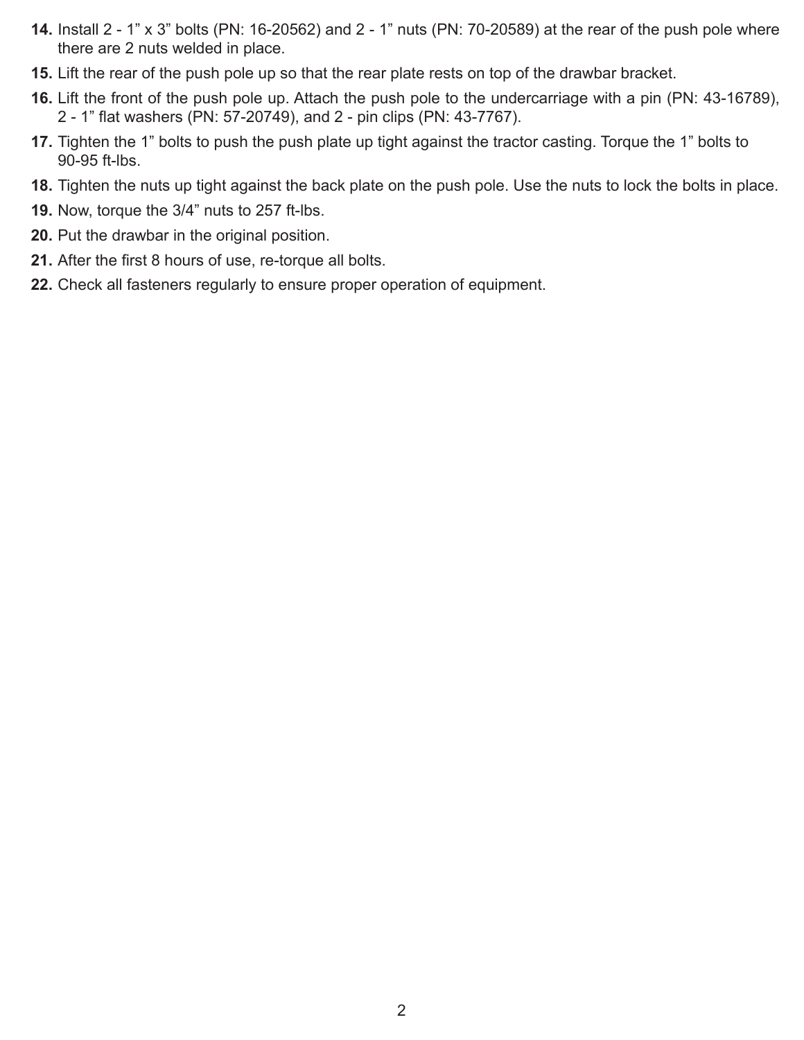14. Install 2 - 1” x 3” bolts (PN: 16-20562) and 2 - 1” nuts (PN: 70-20589) at the rear of the push pole where there are 2 nuts welded in place.
15. Lift the rear of the push pole up so that the rear plate rests on top of the drawbar bracket.
16. Lift the front of the push pole up. Attach the push pole to the undercarriage with a pin (PN: 43-16789), 2 - 1” flat washers (PN: 57-20749), and 2 - pin clips (PN: 43-7767).
17. Tighten the 1” bolts to push the push plate up tight against the tractor casting. Torque the 1” bolts to 90-95 ft-lbs.
18. Tighten the nuts up tight against the back plate on the push pole. Use the nuts to lock the bolts in place.
19. Now, torque the 3/4” nuts to 257 ft-lbs.
20. Put the drawbar in the original position.
21. After the first 8 hours of use, re-torque all bolts.
22. Check all fasteners regularly to ensure proper operation of equipment.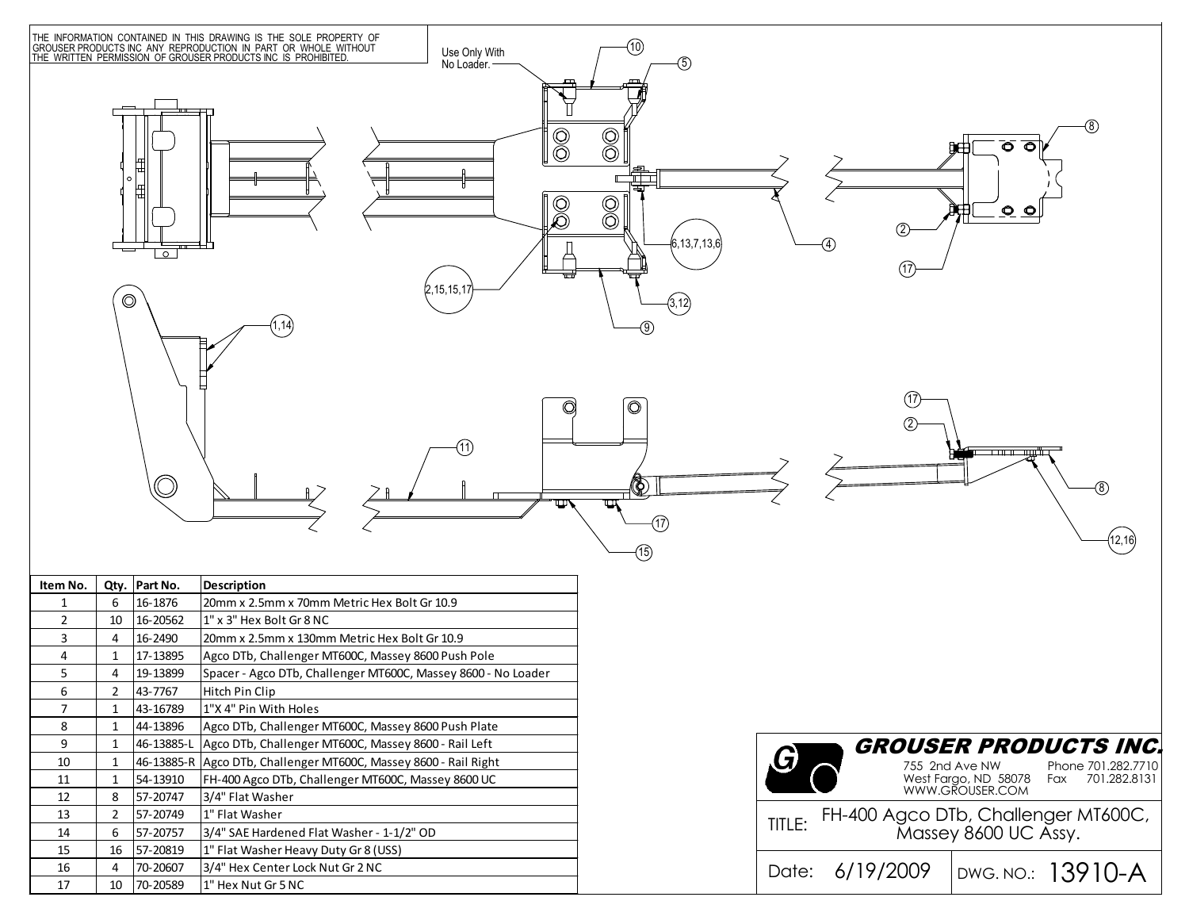THE INFORMATION CONTAINED IN THIS DRAWING IS THE SOLE PROPERTY OF GROUSER PRODUCTS INC ANY REPRODUCTION IN PART OR WHOLE WITHOUT THE WRITTEN PERMISSION OF GROUSER PRODUCTS INC IS PROHIBITED.

Use Only With No Loader.

10

5

8

6,13,7,13,6

4

2

17

2,15,15,17

3,12

9

1,14

11

17

2

8

12,16

17

15

| Item No. | Qty. | Part No. | Description |
|---|---|---|---|
| 1 | 6 | 16-1876 | 20mm x 2.5mm x 70mm Metric Hex Bolt Gr 10.9 |
| 2 | 10 | 16-20562 | 1" x 3" Hex Bolt Gr 8 NC |
| 3 | 4 | 16-2490 | 20mm x 2.5mm x 130mm Metric Hex Bolt Gr 10.9 |
| 4 | 1 | 17-13895 | Agco DTb, Challenger MT600C, Massey 8600 Push Pole |
| 5 | 4 | 19-13899 | Spacer - Agco DTb, Challenger MT600C, Massey 8600 - No Loader |
| 6 | 2 | 43-7767 | Hitch Pin Clip |
| 7 | 1 | 43-16789 | 1"X 4" Pin With Holes |
| 8 | 1 | 44-13896 | Agco DTb, Challenger MT600C, Massey 8600 Push Plate |
| 9 | 1 | 46-13885-L | Agco DTb, Challenger MT600C, Massey 8600 - Rail Left |
| 10 | 1 | 46-13885-R | Agco DTb, Challenger MT600C, Massey 8600 - Rail Right |
| 11 | 1 | 54-13910 | FH-400 Agco DTb, Challenger MT600C, Massey 8600 UC |
| 12 | 8 | 57-20747 | 3/4" Flat Washer |
| 13 | 2 | 57-20749 | 1" Flat Washer |
| 14 | 6 | 57-20757 | 3/4" SAE Hardened Flat Washer - 1-1/2" OD |
| 15 | 16 | 57-20819 | 1" Flat Washer Heavy Duty Gr 8 (USS) |
| 16 | 4 | 70-20607 | 3/4" Hex Center Lock Nut Gr 2 NC |
| 17 | 10 | 70-20589 | 1" Hex Nut Gr 5 NC |

**GROUSER PRODUCTS INC.**
755 2nd Ave NW
West Fargo, ND 58078
WWW.GROUSER.COM
Phone 701.282.7710
Fax 701.282.8131

TITLE: FH-400 Agco DTb, Challenger MT600C, Massey 8600 UC Assy.

Date: 6/19/2009

DWG. NO.: 13910-A